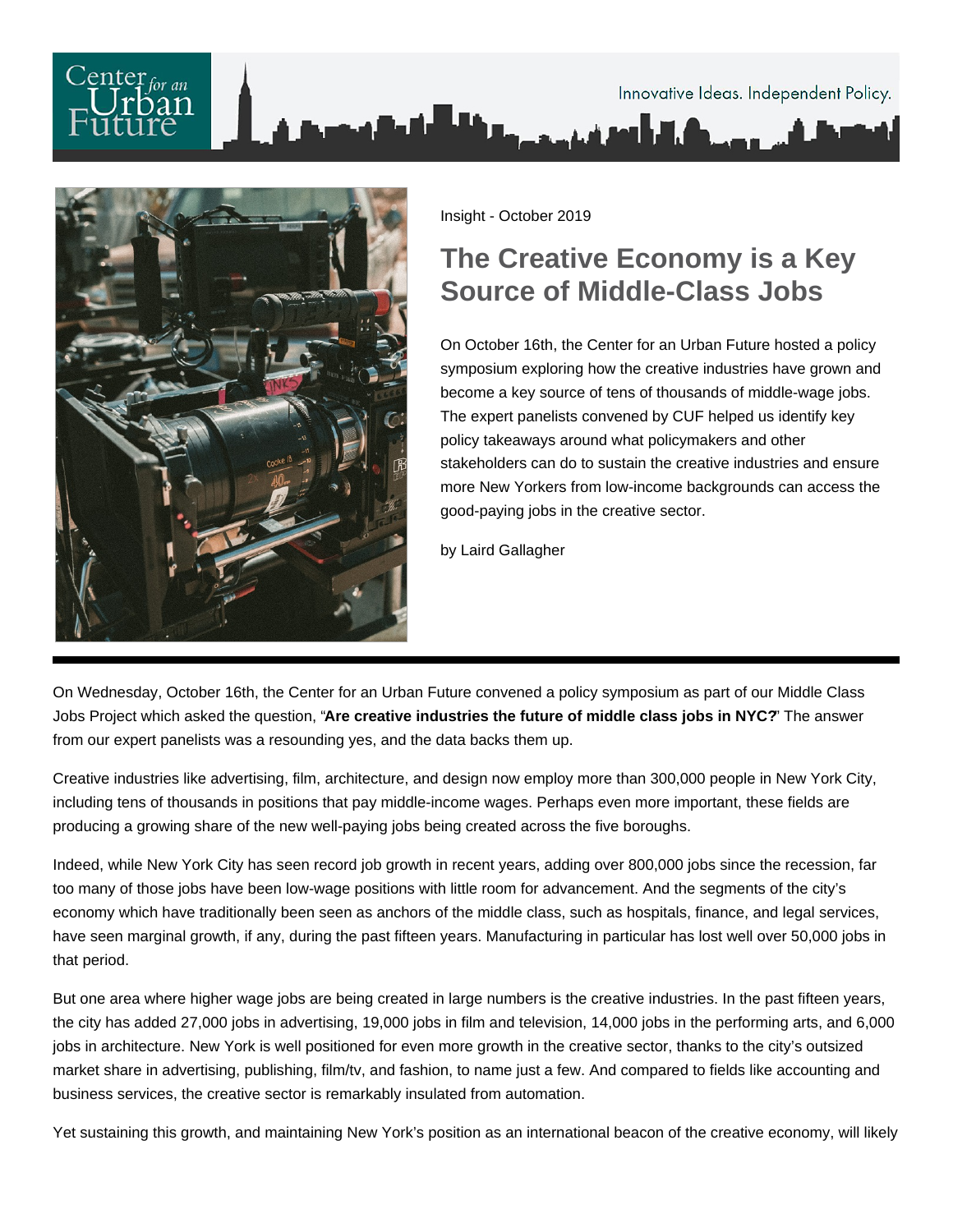Insight - October 2019

# The Creative Economy is a Key Source of Middle-Class Jobs

On October 16th, the Center for an Urban Future hosted a policy symposium exploring how the creative industries have grown and become a key source of tens of thousands of middle-wage jobs. The expert panelists convened by CUF helped us identify key policy takeaways around what policymakers and other stakeholders can do to sustain the creative industries and ensure more New Yorkers from low-income backgrounds can access the good-paying jobs in the creative sector.

by Laird Gallagher

On Wednesday, October 16th, the Center for an Urban Future convened a policy symposium as part of our Middle Class Jobs Project which asked the question, "**Are creative industries the future of middle class jobs in NYC?**" The answer from our expert panelists was a resounding yes, and the data backs them up.

Creative industries like advertising, film, architecture, and design now employ more than 300,000 people in New York City, including tens of thousands in positions that pay middle-income wages. Perhaps even more important, these fields are producing a growing share of the new well-paying jobs being created across the five boroughs.

Indeed, while New York City has seen record job growth in recent years, adding over 800,000 jobs since the recession, far too many of those jobs have been low-wage positions with little room for advancement. And the segments of the city's economy which have traditionally been seen as anchors of the middle class, such as hospitals, finance, and legal services, have seen marginal growth, if any, during the past fifteen years. Manufacturing in particular has lost well over 50,000 jobs in that period.

But one area where higher wage jobs are being created in large numbers is the creative industries. In the past fifteen years, the city has added 27,000 jobs in advertising, 19,000 jobs in film and television, 14,000 jobs in the performing arts, and 6,000 jobs in architecture. New York is well positioned for even more growth in the creative sector, thanks to the city's outsized market share in advertising, publishing, film/tv, and fashion, to name just a few. And compared to fields like accounting and business services, the creative sector is remarkably insulated from automation.

Yet sustaining this growth, and maintaining New York's position as an international beacon of the creative economy, will likely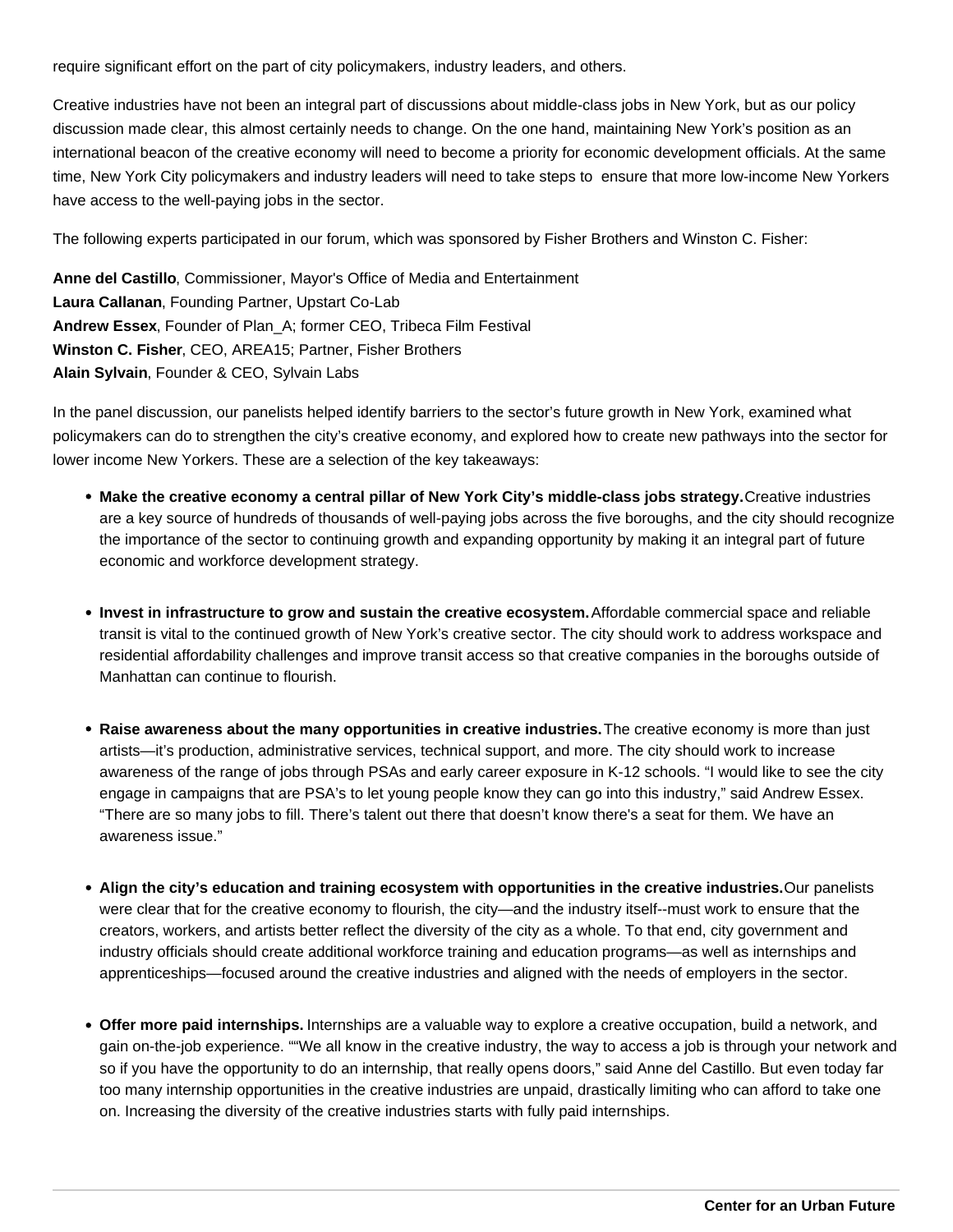require significant effort on the part of city policymakers, industry leaders, and others.

Creative industries have not been an integral part of discussions about middle-class jobs in New York, but as our policy discussion made clear, this almost certainly needs to change. On the one hand, maintaining New York's position as an international beacon of the creative economy will need to become a priority for economic development officials. At the same time, New York City policymakers and industry leaders will need to take steps to ensure that more low-income New Yorkers have access to the well-paying jobs in the sector.

The following experts participated in our forum, which was sponsored by Fisher Brothers and Winston C. Fisher:

**Anne del Castillo**, Commissioner, Mayor's Office of Media and Entertainment
**Laura Callanan**, Founding Partner, Upstart Co-Lab
**Andrew Essex**, Founder of Plan_A; former CEO, Tribeca Film Festival
**Winston C. Fisher**, CEO, AREA15; Partner, Fisher Brothers
**Alain Sylvain**, Founder & CEO, Sylvain Labs

In the panel discussion, our panelists helped identify barriers to the sector's future growth in New York, examined what policymakers can do to strengthen the city's creative economy, and explored how to create new pathways into the sector for lower income New Yorkers. These are a selection of the key takeaways:

- **Make the creative economy a central pillar of New York City's middle-class jobs strategy.** Creative industries are a key source of hundreds of thousands of well-paying jobs across the five boroughs, and the city should recognize the importance of the sector to continuing growth and expanding opportunity by making it an integral part of future economic and workforce development strategy.

- **Invest in infrastructure to grow and sustain the creative ecosystem.** Affordable commercial space and reliable transit is vital to the continued growth of New York's creative sector. The city should work to address workspace and residential affordability challenges and improve transit access so that creative companies in the boroughs outside of Manhattan can continue to flourish.

- **Raise awareness about the many opportunities in creative industries.** The creative economy is more than just artists—it's production, administrative services, technical support, and more. The city should work to increase awareness of the range of jobs through PSAs and early career exposure in K-12 schools. "I would like to see the city engage in campaigns that are PSA's to let young people know they can go into this industry," said Andrew Essex. "There are so many jobs to fill. There's talent out there that doesn't know there's a seat for them. We have an awareness issue."

- **Align the city's education and training ecosystem with opportunities in the creative industries.** Our panelists were clear that for the creative economy to flourish, the city—and the industry itself--must work to ensure that the creators, workers, and artists better reflect the diversity of the city as a whole. To that end, city government and industry officials should create additional workforce training and education programs—as well as internships and apprenticeships—focused around the creative industries and aligned with the needs of employers in the sector.

- **Offer more paid internships.** Internships are a valuable way to explore a creative occupation, build a network, and gain on-the-job experience. ""We all know in the creative industry, the way to access a job is through your network and so if you have the opportunity to do an internship, that really opens doors," said Anne del Castillo. But even today far too many internship opportunities in the creative industries are unpaid, drastically limiting who can afford to take one on. Increasing the diversity of the creative industries starts with fully paid internships.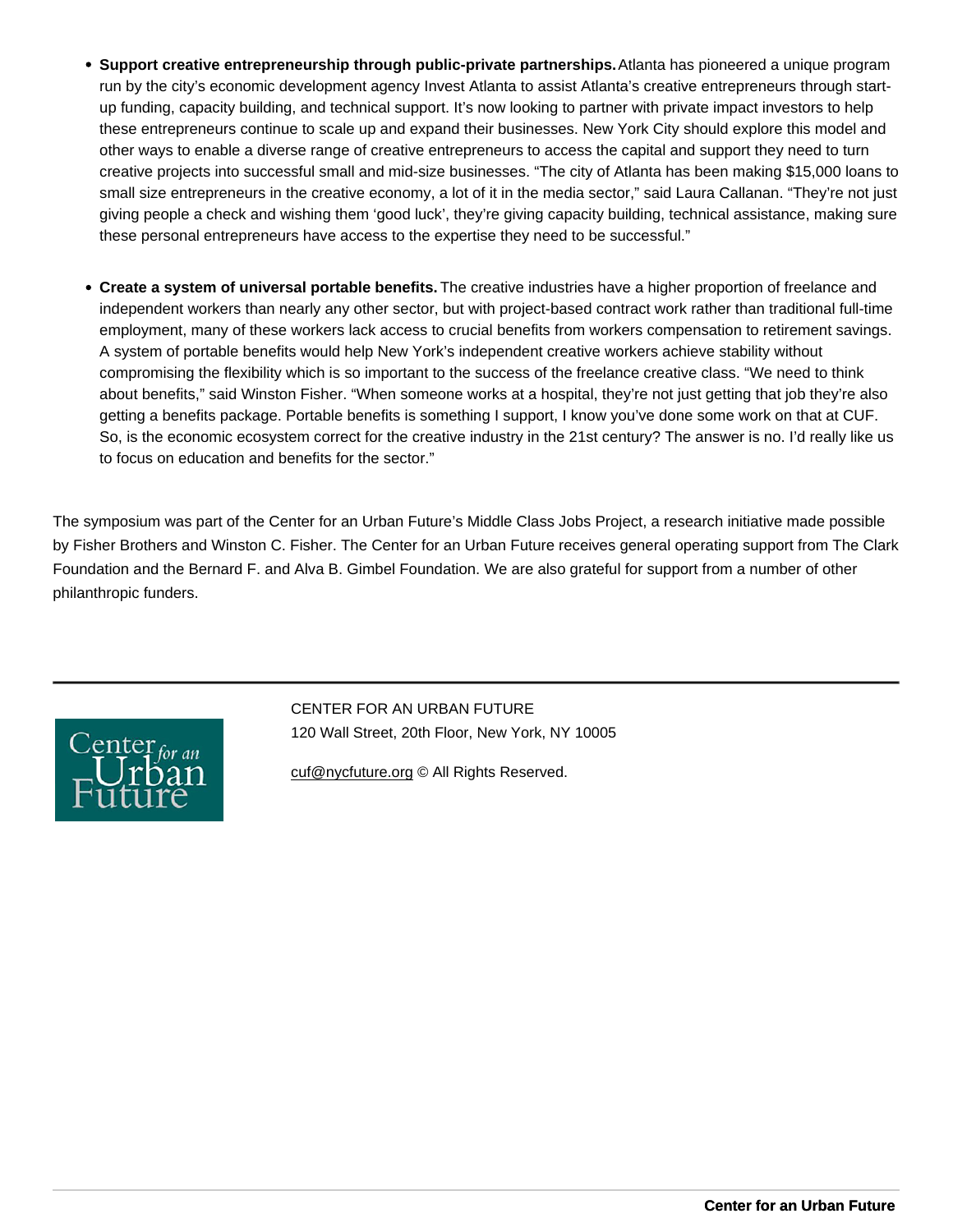- **Support creative entrepreneurship through public-private partnerships.** Atlanta has pioneered a unique program run by the city's economic development agency Invest Atlanta to assist Atlanta's creative entrepreneurs through start-up funding, capacity building, and technical support. It's now looking to partner with private impact investors to help these entrepreneurs continue to scale up and expand their businesses. New York City should explore this model and other ways to enable a diverse range of creative entrepreneurs to access the capital and support they need to turn creative projects into successful small and mid-size businesses. "The city of Atlanta has been making $15,000 loans to small size entrepreneurs in the creative economy, a lot of it in the media sector," said Laura Callanan. "They're not just giving people a check and wishing them 'good luck', they're giving capacity building, technical assistance, making sure these personal entrepreneurs have access to the expertise they need to be successful."

- **Create a system of universal portable benefits.** The creative industries have a higher proportion of freelance and independent workers than nearly any other sector, but with project-based contract work rather than traditional full-time employment, many of these workers lack access to crucial benefits from workers compensation to retirement savings. A system of portable benefits would help New York's independent creative workers achieve stability without compromising the flexibility which is so important to the success of the freelance creative class. "We need to think about benefits," said Winston Fisher. "When someone works at a hospital, they're not just getting that job they're also getting a benefits package. Portable benefits is something I support, I know you've done some work on that at CUF. So, is the economic ecosystem correct for the creative industry in the 21st century? The answer is no. I'd really like us to focus on education and benefits for the sector."

The symposium was part of the Center for an Urban Future's Middle Class Jobs Project, a research initiative made possible by Fisher Brothers and Winston C. Fisher. The Center for an Urban Future receives general operating support from The Clark Foundation and the Bernard F. and Alva B. Gimbel Foundation. We are also grateful for support from a number of other philanthropic funders.

---

Center for an Urban Future

CENTER FOR AN URBAN FUTURE
120 Wall Street, 20th Floor, New York, NY 10005

cuf@nycfuture.org © All Rights Reserved.